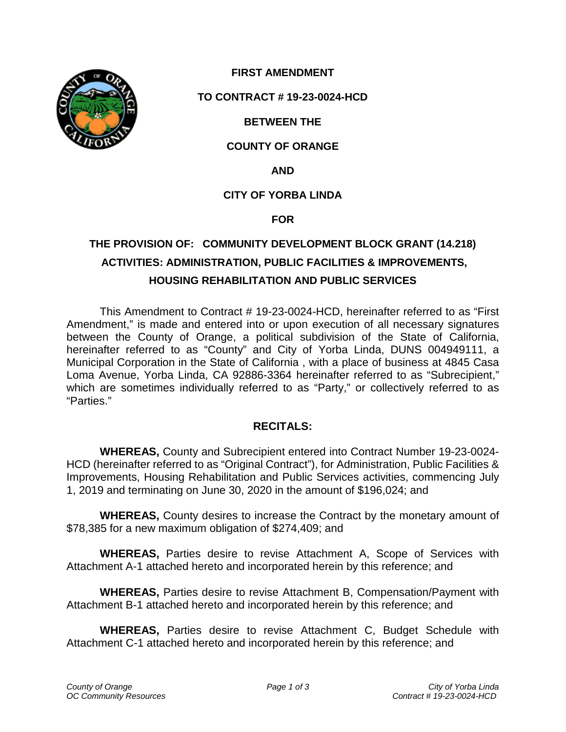# FIRST AMENDMENT

# TO CONTRACT # 19-23-0024-HCD

# BETWEEN THE

# COUNTY OF ORANGE

# AND

# CITY OF YORBA LINDA

# FOR

# THE PROVISION OF: COMMUNITY DEVELOPMENT BLOCK GRANT (14.218) ACTIVITIES: ADMINISTRATION, PUBLIC FACILITIES & IMPROVEMENTS, HOUSING REHABILITATION AND PUBLIC SERVICES

This Amendment to Contract # 19-23-0024-HCD, hereinafter referred to as "First Amendment," is made and entered into or upon execution of all necessary signatures between the County of Orange, a political subdivision of the State of California, hereinafter referred to as "County" and City of Yorba Linda, DUNS 004949111, a Municipal Corporation in the State of California , with a place of business at 4845 Casa Loma Avenue, Yorba Linda, CA 92886-3364 hereinafter referred to as "Subrecipient," which are sometimes individually referred to as "Party," or collectively referred to as "Parties."

## RECITALS:

**WHEREAS,** County and Subrecipient entered into Contract Number 19-23-0024-HCD (hereinafter referred to as "Original Contract"), for Administration, Public Facilities & Improvements, Housing Rehabilitation and Public Services activities, commencing July 1, 2019 and terminating on June 30, 2020 in the amount of $196,024; and

**WHEREAS,** County desires to increase the Contract by the monetary amount of $78,385 for a new maximum obligation of $274,409; and

**WHEREAS,** Parties desire to revise Attachment A, Scope of Services with Attachment A-1 attached hereto and incorporated herein by this reference; and

**WHEREAS,** Parties desire to revise Attachment B, Compensation/Payment with Attachment B-1 attached hereto and incorporated herein by this reference; and

**WHEREAS,** Parties desire to revise Attachment C, Budget Schedule with Attachment C-1 attached hereto and incorporated herein by this reference; and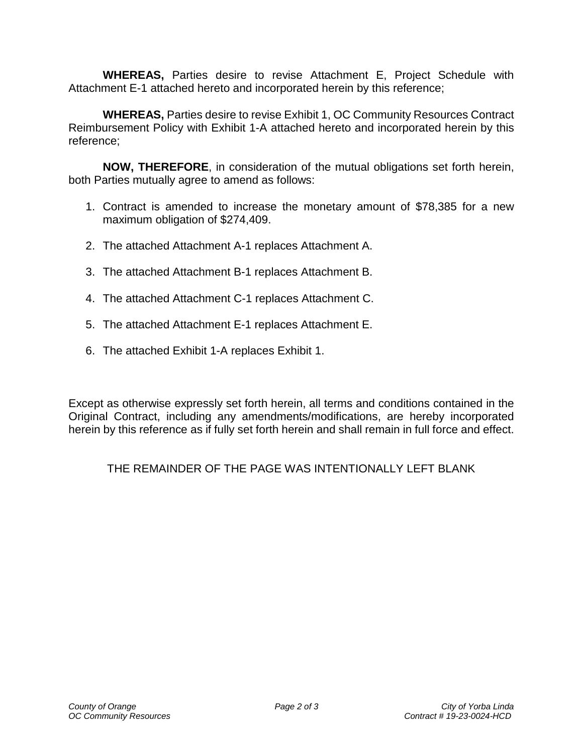**WHEREAS,** Parties desire to revise Attachment E, Project Schedule with Attachment E-1 attached hereto and incorporated herein by this reference;

**WHEREAS,** Parties desire to revise Exhibit 1, OC Community Resources Contract Reimbursement Policy with Exhibit 1-A attached hereto and incorporated herein by this reference;

**NOW, THEREFORE**, in consideration of the mutual obligations set forth herein, both Parties mutually agree to amend as follows:

1. Contract is amended to increase the monetary amount of $78,385 for a new maximum obligation of $274,409.

2. The attached Attachment A-1 replaces Attachment A.

3. The attached Attachment B-1 replaces Attachment B.

4. The attached Attachment C-1 replaces Attachment C.

5. The attached Attachment E-1 replaces Attachment E.

6. The attached Exhibit 1-A replaces Exhibit 1.

Except as otherwise expressly set forth herein, all terms and conditions contained in the Original Contract, including any amendments/modifications, are hereby incorporated herein by this reference as if fully set forth herein and shall remain in full force and effect.

THE REMAINDER OF THE PAGE WAS INTENTIONALLY LEFT BLANK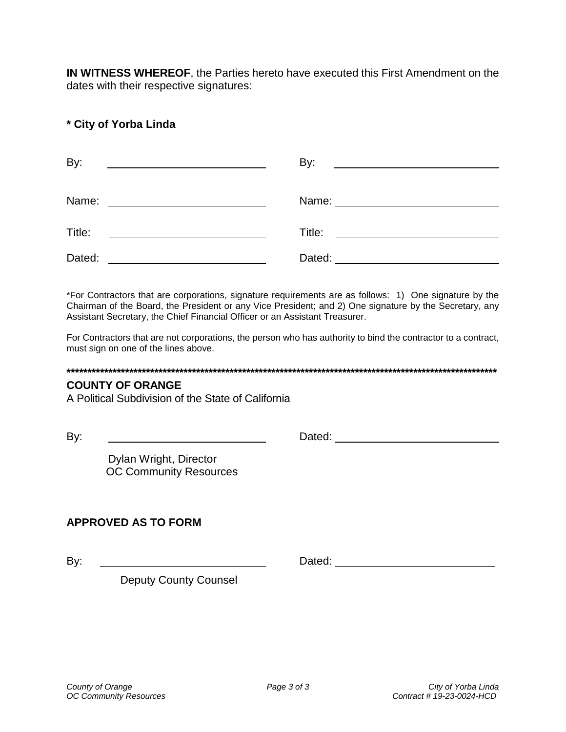**IN WITNESS WHEREOF**, the Parties hereto have executed this First Amendment on the dates with their respective signatures:

**\* City of Yorba Linda**

| | | | |
|---|---|---|---|
| By: | ______________________ | By: | ______________________ |
| Name: | ______________________ | Name: | ______________________ |
| Title: | ______________________ | Title: | ______________________ |
| Dated: | ______________________ | Dated: | ______________________ |

*For Contractors that are corporations, signature requirements are as follows: 1) One signature by the Chairman of the Board, the President or any Vice President; and 2) One signature by the Secretary, any Assistant Secretary, the Chief Financial Officer or an Assistant Treasurer.

For Contractors that are not corporations, the person who has authority to bind the contractor to a contract, must sign on one of the lines above.

**********************************************************************************************************

**COUNTY OF ORANGE**
A Political Subdivision of the State of California

By: ______________________ Dated: ______________________

Dylan Wright, Director
OC Community Resources

**APPROVED AS TO FORM**

By: ______________________ Dated: ______________________

Deputy County Counsel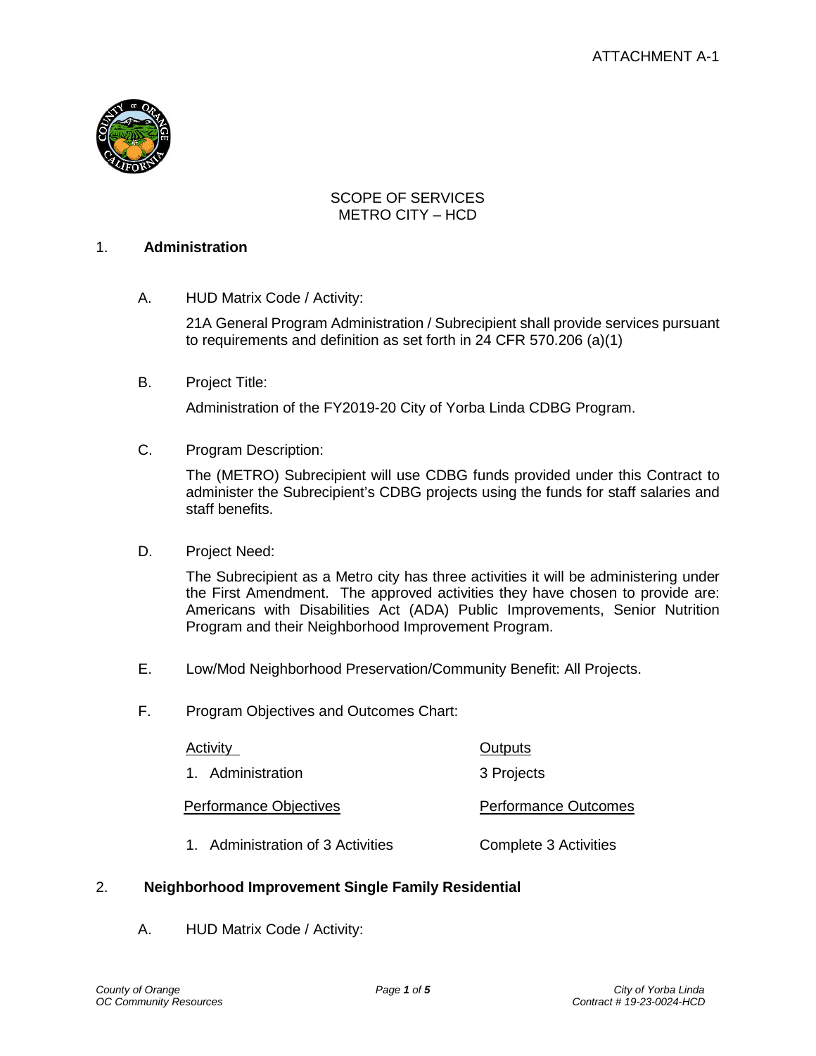ATTACHMENT A-1

SCOPE OF SERVICES
METRO CITY – HCD

## 1. Administration

A. HUD Matrix Code / Activity:

21A General Program Administration / Subrecipient shall provide services pursuant to requirements and definition as set forth in 24 CFR 570.206 (a)(1)

B. Project Title:

Administration of the FY2019-20 City of Yorba Linda CDBG Program.

C. Program Description:

The (METRO) Subrecipient will use CDBG funds provided under this Contract to administer the Subrecipient's CDBG projects using the funds for staff salaries and staff benefits.

D. Project Need:

The Subrecipient as a Metro city has three activities it will be administering under the First Amendment. The approved activities they have chosen to provide are: Americans with Disabilities Act (ADA) Public Improvements, Senior Nutrition Program and their Neighborhood Improvement Program.

E. Low/Mod Neighborhood Preservation/Community Benefit: All Projects.

F. Program Objectives and Outcomes Chart:

| Activity | Outputs |
| --- | --- |
| 1. Administration | 3 Projects |
| **Performance Objectives** | **Performance Outcomes** |
| 1. Administration of 3 Activities | Complete 3 Activities |

## 2. Neighborhood Improvement Single Family Residential

A. HUD Matrix Code / Activity: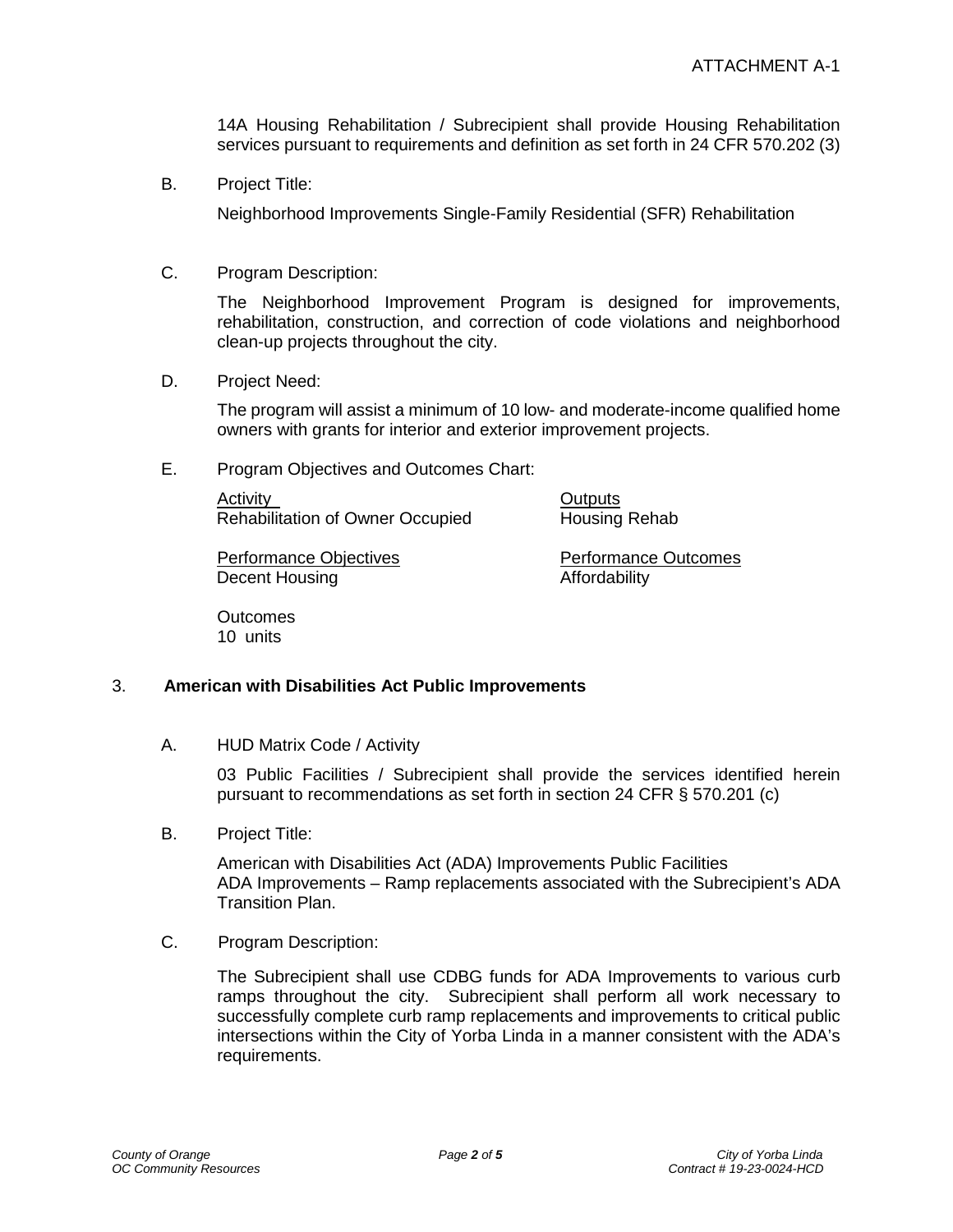14A Housing Rehabilitation / Subrecipient shall provide Housing Rehabilitation services pursuant to requirements and definition as set forth in 24 CFR 570.202 (3)

B. Project Title:

Neighborhood Improvements Single-Family Residential (SFR) Rehabilitation

C. Program Description:

The Neighborhood Improvement Program is designed for improvements, rehabilitation, construction, and correction of code violations and neighborhood clean-up projects throughout the city.

D. Project Need:

The program will assist a minimum of 10 low- and moderate-income qualified home owners with grants for interior and exterior improvement projects.

E. Program Objectives and Outcomes Chart:

| Activity | Outputs |
|---|---|
| Rehabilitation of Owner Occupied | Housing Rehab |
| **Performance Objectives** | **Performance Outcomes** |
| Decent Housing | Affordability |
| **Outcomes** | |
| 10 units | |

### 3. American with Disabilities Act Public Improvements

A. HUD Matrix Code / Activity

03 Public Facilities / Subrecipient shall provide the services identified herein pursuant to recommendations as set forth in section 24 CFR § 570.201 (c)

B. Project Title:

American with Disabilities Act (ADA) Improvements Public Facilities
ADA Improvements – Ramp replacements associated with the Subrecipient's ADA Transition Plan.

C. Program Description:

The Subrecipient shall use CDBG funds for ADA Improvements to various curb ramps throughout the city. Subrecipient shall perform all work necessary to successfully complete curb ramp replacements and improvements to critical public intersections within the City of Yorba Linda in a manner consistent with the ADA's requirements.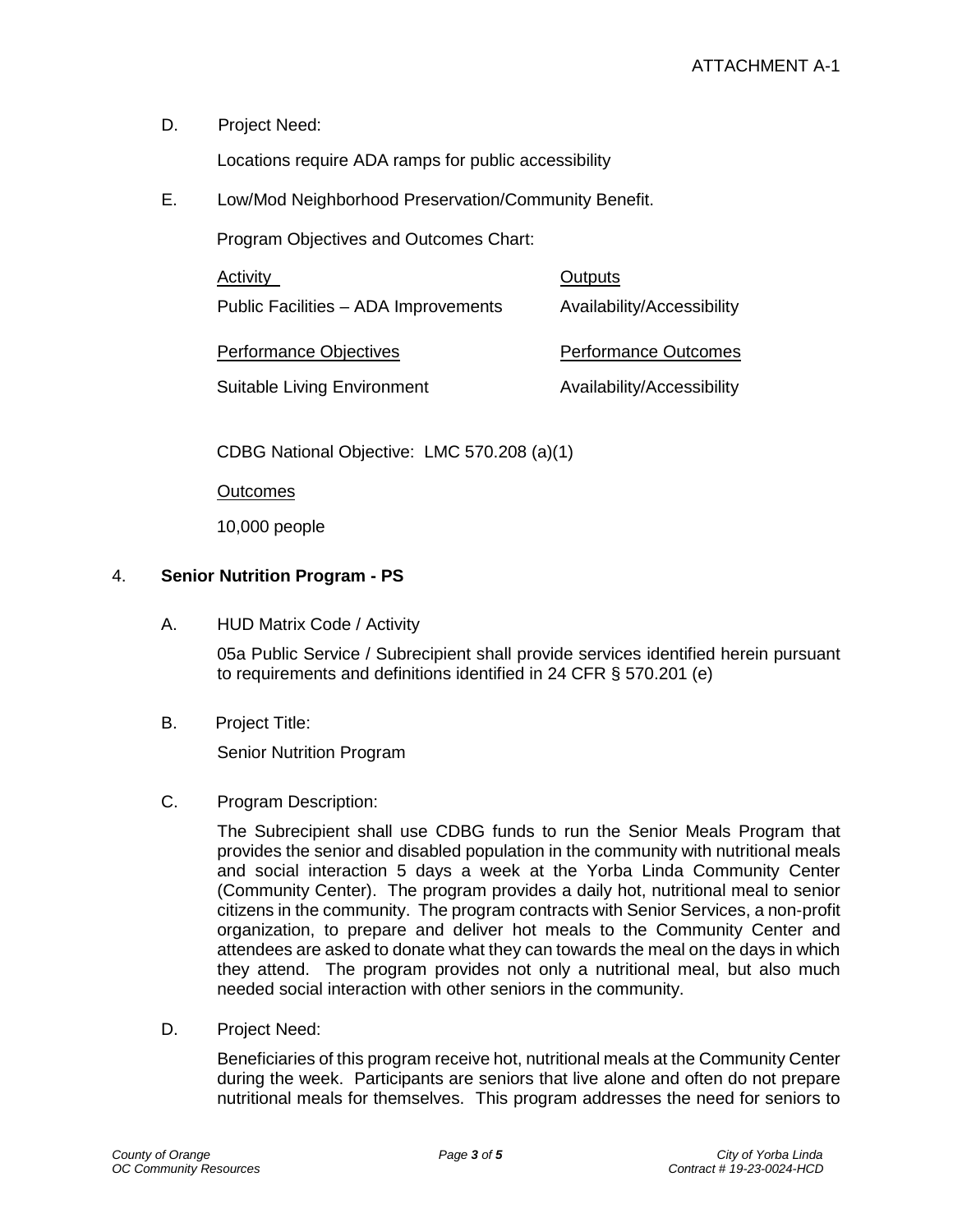D. Project Need:

Locations require ADA ramps for public accessibility

E. Low/Mod Neighborhood Preservation/Community Benefit.

Program Objectives and Outcomes Chart:

| Activity | Outputs |
|---|---|
| Public Facilities – ADA Improvements | Availability/Accessibility |
| **Performance Objectives** | **Performance Outcomes** |
| Suitable Living Environment | Availability/Accessibility |

CDBG National Objective: LMC 570.208 (a)(1)

Outcomes

10,000 people

4. **Senior Nutrition Program - PS**

A. HUD Matrix Code / Activity

05a Public Service / Subrecipient shall provide services identified herein pursuant to requirements and definitions identified in 24 CFR § 570.201 (e)

B. Project Title:

Senior Nutrition Program

C. Program Description:

The Subrecipient shall use CDBG funds to run the Senior Meals Program that provides the senior and disabled population in the community with nutritional meals and social interaction 5 days a week at the Yorba Linda Community Center (Community Center). The program provides a daily hot, nutritional meal to senior citizens in the community. The program contracts with Senior Services, a non-profit organization, to prepare and deliver hot meals to the Community Center and attendees are asked to donate what they can towards the meal on the days in which they attend. The program provides not only a nutritional meal, but also much needed social interaction with other seniors in the community.

D. Project Need:

Beneficiaries of this program receive hot, nutritional meals at the Community Center during the week. Participants are seniors that live alone and often do not prepare nutritional meals for themselves. This program addresses the need for seniors to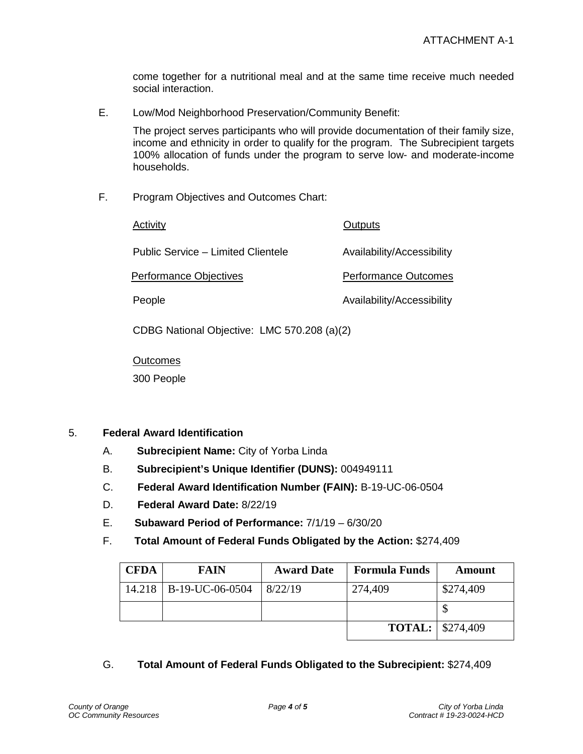come together for a nutritional meal and at the same time receive much needed social interaction.

E. Low/Mod Neighborhood Preservation/Community Benefit:

The project serves participants who will provide documentation of their family size, income and ethnicity in order to qualify for the program. The Subrecipient targets 100% allocation of funds under the program to serve low- and moderate-income households.

F. Program Objectives and Outcomes Chart:

| Activity | Outputs |
|---|---|
| Public Service – Limited Clientele | Availability/Accessibility |
| **Performance Objectives** | **Performance Outcomes** |
| People | Availability/Accessibility |

CDBG National Objective: LMC 570.208 (a)(2)

Outcomes

300 People

## 5. Federal Award Identification

A. **Subrecipient Name:** City of Yorba Linda

B. **Subrecipient's Unique Identifier (DUNS):** 004949111

C. **Federal Award Identification Number (FAIN):** B-19-UC-06-0504

D. **Federal Award Date:** 8/22/19

E. **Subaward Period of Performance:** 7/1/19 – 6/30/20

F. **Total Amount of Federal Funds Obligated by the Action:** $274,409

| CFDA | FAIN | Award Date | Formula Funds | Amount |
|---|---|---|---|---|
| 14.218 | B-19-UC-06-0504 | 8/22/19 | 274,409 | $274,409 |
| | | | | $ |
| | | | **TOTAL:** | $274,409 |

G. **Total Amount of Federal Funds Obligated to the Subrecipient:** $274,409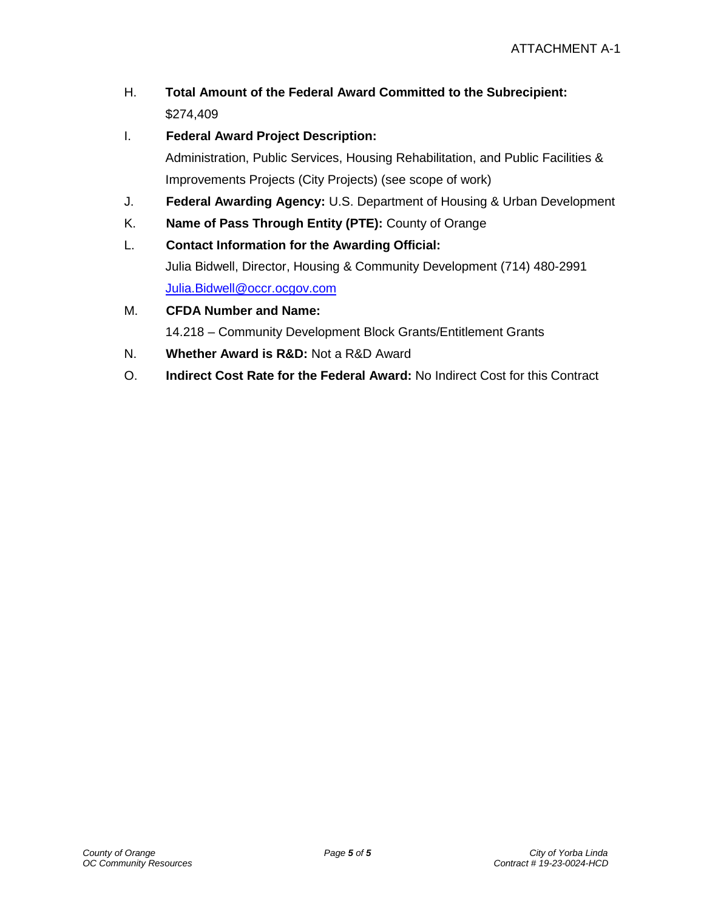ATTACHMENT A-1

H. **Total Amount of the Federal Award Committed to the Subrecipient:** $274,409

I. **Federal Award Project Description:** Administration, Public Services, Housing Rehabilitation, and Public Facilities & Improvements Projects (City Projects) (see scope of work)

J. **Federal Awarding Agency:** U.S. Department of Housing & Urban Development

K. **Name of Pass Through Entity (PTE):** County of Orange

L. **Contact Information for the Awarding Official:** Julia Bidwell, Director, Housing & Community Development (714) 480-2991 [Julia.Bidwell@occr.ocgov.com](mailto:Julia.Bidwell@occr.ocgov.com)

M. **CFDA Number and Name:** 14.218 – Community Development Block Grants/Entitlement Grants

N. **Whether Award is R&D:** Not a R&D Award

O. **Indirect Cost Rate for the Federal Award:** No Indirect Cost for this Contract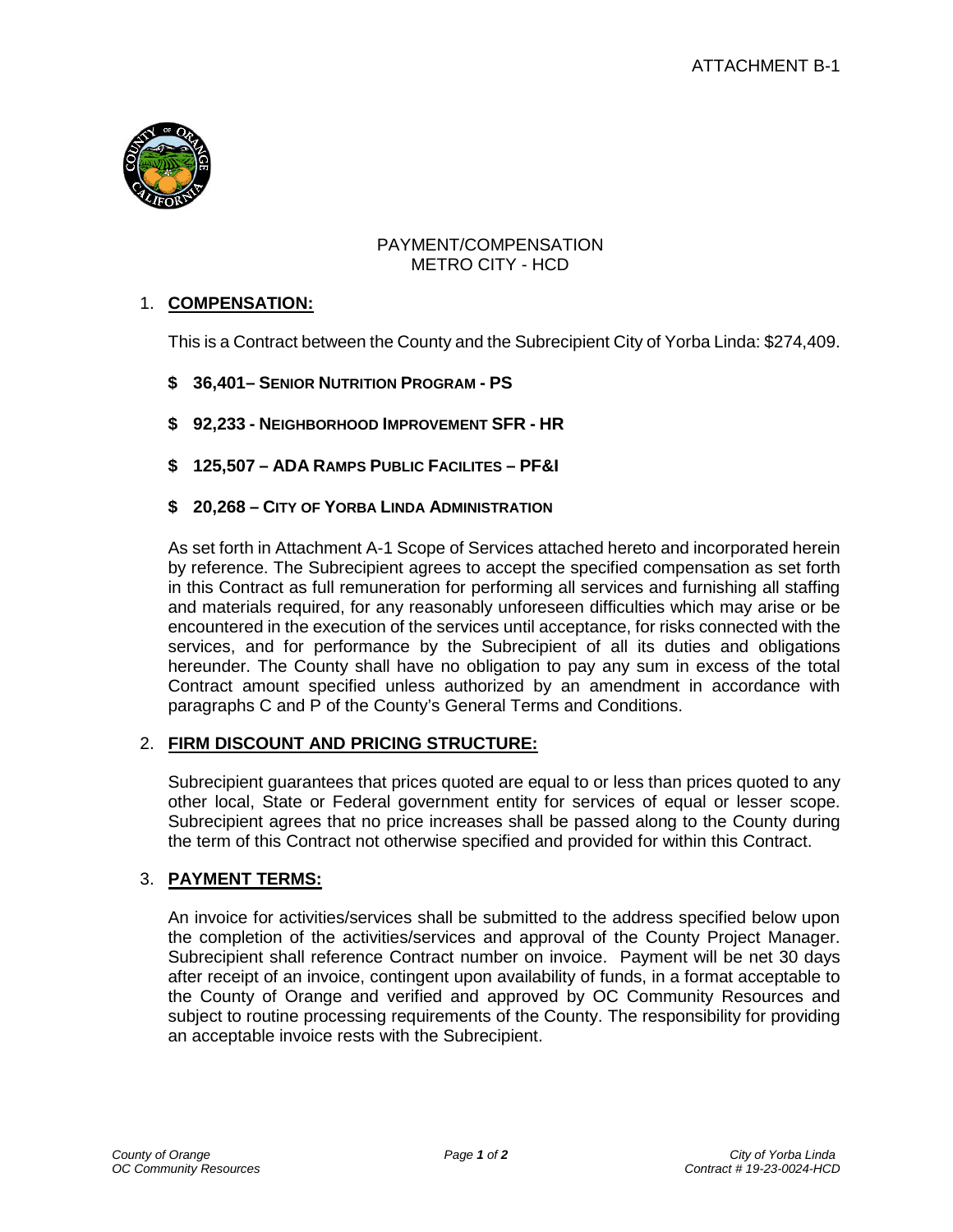ATTACHMENT B-1

PAYMENT/COMPENSATION
METRO CITY - HCD

1. **COMPENSATION:**

   This is a Contract between the County and the Subrecipient City of Yorba Linda: $274,409.

   - **$ 36,401– SENIOR NUTRITION PROGRAM - PS**
   - **$ 92,233 - NEIGHBORHOOD IMPROVEMENT SFR - HR**
   - **$ 125,507 – ADA RAMPS PUBLIC FACILITES – PF&I**
   - **$ 20,268 – CITY OF YORBA LINDA ADMINISTRATION**

   As set forth in Attachment A-1 Scope of Services attached hereto and incorporated herein by reference. The Subrecipient agrees to accept the specified compensation as set forth in this Contract as full remuneration for performing all services and furnishing all staffing and materials required, for any reasonably unforeseen difficulties which may arise or be encountered in the execution of the services until acceptance, for risks connected with the services, and for performance by the Subrecipient of all its duties and obligations hereunder. The County shall have no obligation to pay any sum in excess of the total Contract amount specified unless authorized by an amendment in accordance with paragraphs C and P of the County's General Terms and Conditions.

2. **FIRM DISCOUNT AND PRICING STRUCTURE:**

   Subrecipient guarantees that prices quoted are equal to or less than prices quoted to any other local, State or Federal government entity for services of equal or lesser scope. Subrecipient agrees that no price increases shall be passed along to the County during the term of this Contract not otherwise specified and provided for within this Contract.

3. **PAYMENT TERMS:**

   An invoice for activities/services shall be submitted to the address specified below upon the completion of the activities/services and approval of the County Project Manager. Subrecipient shall reference Contract number on invoice. Payment will be net 30 days after receipt of an invoice, contingent upon availability of funds, in a format acceptable to the County of Orange and verified and approved by OC Community Resources and subject to routine processing requirements of the County. The responsibility for providing an acceptable invoice rests with the Subrecipient.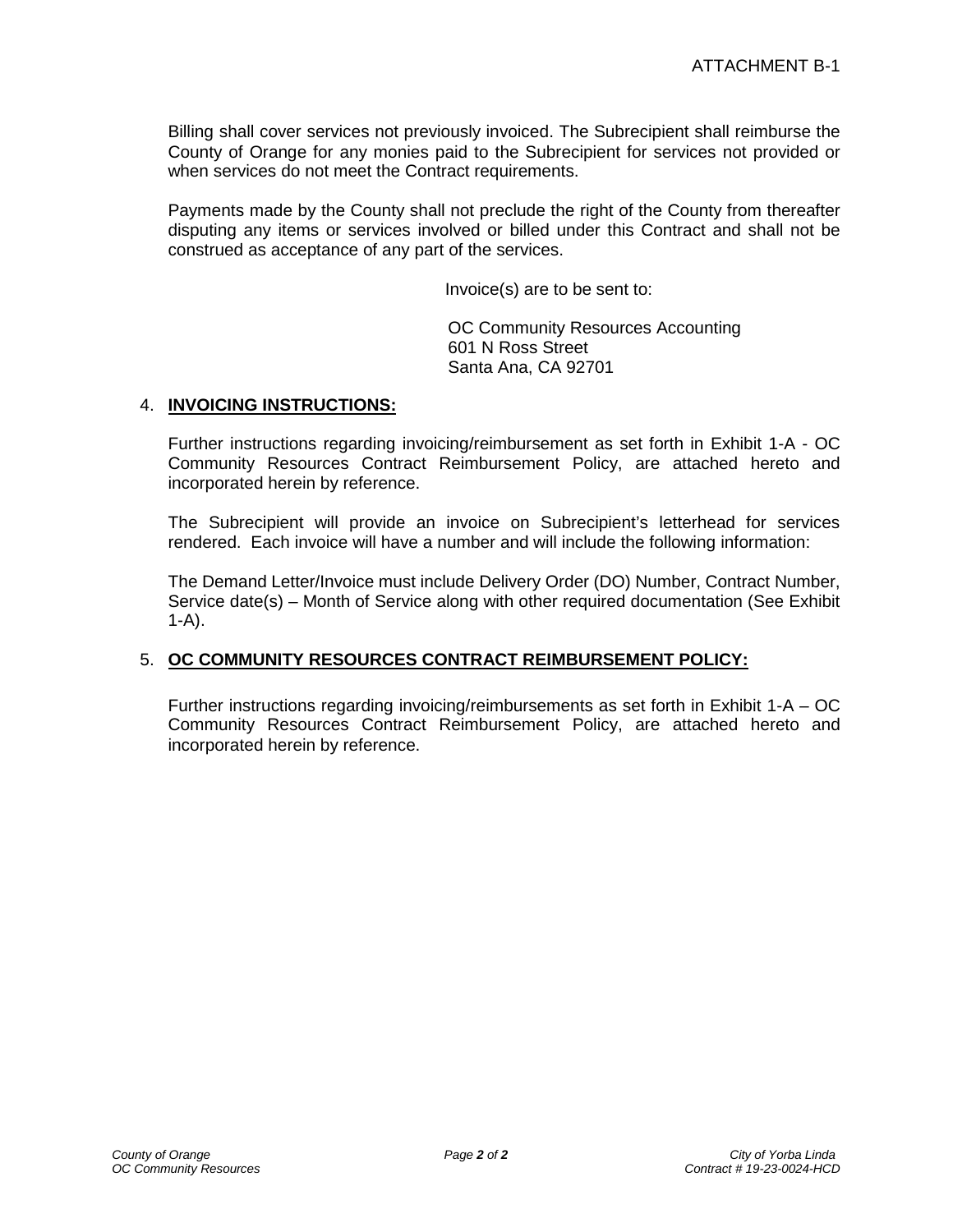ATTACHMENT B-1

Billing shall cover services not previously invoiced. The Subrecipient shall reimburse the County of Orange for any monies paid to the Subrecipient for services not provided or when services do not meet the Contract requirements.

Payments made by the County shall not preclude the right of the County from thereafter disputing any items or services involved or billed under this Contract and shall not be construed as acceptance of any part of the services.

Invoice(s) are to be sent to:

OC Community Resources Accounting
601 N Ross Street
Santa Ana, CA 92701

4. **INVOICING INSTRUCTIONS:**

Further instructions regarding invoicing/reimbursement as set forth in Exhibit 1-A - OC Community Resources Contract Reimbursement Policy, are attached hereto and incorporated herein by reference.

The Subrecipient will provide an invoice on Subrecipient's letterhead for services rendered. Each invoice will have a number and will include the following information:

The Demand Letter/Invoice must include Delivery Order (DO) Number, Contract Number, Service date(s) – Month of Service along with other required documentation (See Exhibit 1-A).

5. **OC COMMUNITY RESOURCES CONTRACT REIMBURSEMENT POLICY:**

Further instructions regarding invoicing/reimbursements as set forth in Exhibit 1-A – OC Community Resources Contract Reimbursement Policy, are attached hereto and incorporated herein by reference.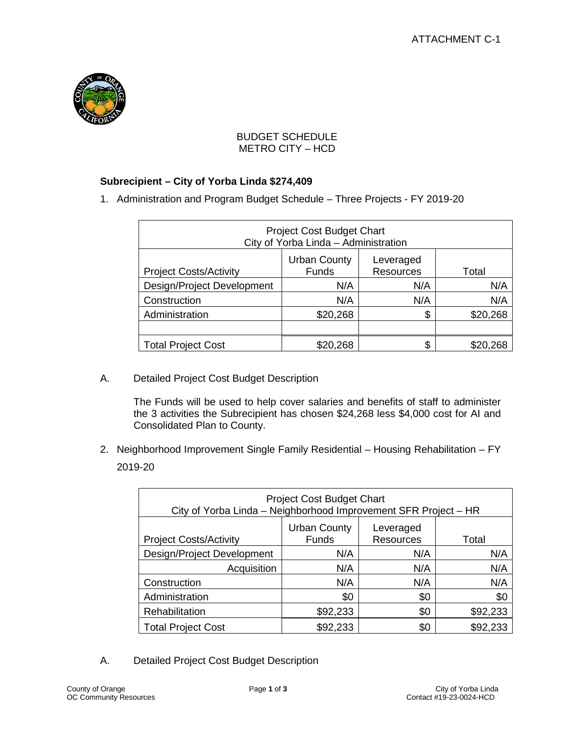ATTACHMENT C-1

BUDGET SCHEDULE
METRO CITY – HCD

**Subrecipient – City of Yorba Linda $274,409**

1. Administration and Program Budget Schedule – Three Projects - FY 2019-20

| Project Cost Budget Chart<br>City of Yorba Linda – Administration | | | |
|---|---|---|---|
| Project Costs/Activity | Urban County Funds | Leveraged Resources | Total |
| Design/Project Development | N/A | N/A | N/A |
| Construction | N/A | N/A | N/A |
| Administration | $20,268 | $ | $20,268 |
| | | | |
| Total Project Cost | $20,268 | $ | $20,268 |

A. Detailed Project Cost Budget Description

The Funds will be used to help cover salaries and benefits of staff to administer the 3 activities the Subrecipient has chosen $24,268 less $4,000 cost for AI and Consolidated Plan to County.

2. Neighborhood Improvement Single Family Residential – Housing Rehabilitation – FY 2019-20

| Project Cost Budget Chart<br>City of Yorba Linda – Neighborhood Improvement SFR Project – HR | | | |
|---|---|---|---|
| Project Costs/Activity | Urban County Funds | Leveraged Resources | Total |
| Design/Project Development | N/A | N/A | N/A |
| Acquisition | N/A | N/A | N/A |
| Construction | N/A | N/A | N/A |
| Administration | $0 | $0 | $0 |
| Rehabilitation | $92,233 | $0 | $92,233 |
| Total Project Cost | $92,233 | $0 | $92,233 |

A. Detailed Project Cost Budget Description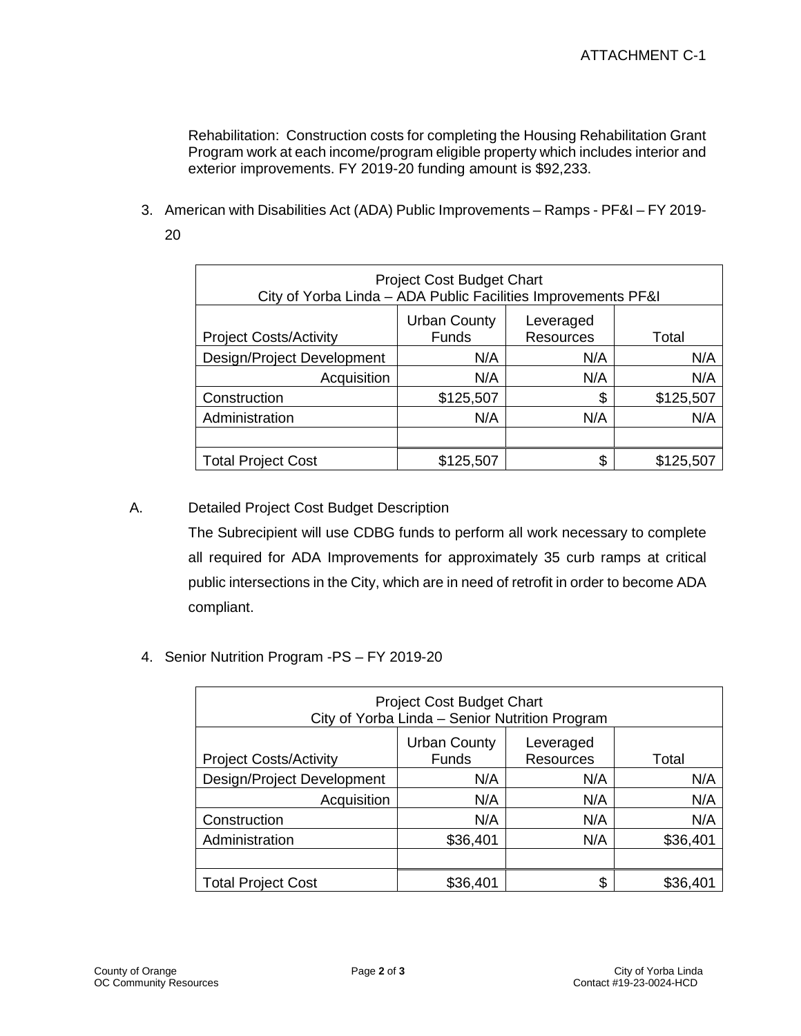ATTACHMENT C-1

Rehabilitation: Construction costs for completing the Housing Rehabilitation Grant Program work at each income/program eligible property which includes interior and exterior improvements. FY 2019-20 funding amount is $92,233.

3. American with Disabilities Act (ADA) Public Improvements – Ramps - PF&I – FY 2019-20

| Project Cost Budget Chart<br>City of Yorba Linda – ADA Public Facilities Improvements PF&I | | | |
|---|---|---|---|
| Project Costs/Activity | Urban County Funds | Leveraged Resources | Total |
| Design/Project Development | N/A | N/A | N/A |
| Acquisition | N/A | N/A | N/A |
| Construction | $125,507 | $ | $125,507 |
| Administration | N/A | N/A | N/A |
| | | | |
| Total Project Cost | $125,507 | $ | $125,507 |

A. Detailed Project Cost Budget Description

The Subrecipient will use CDBG funds to perform all work necessary to complete all required for ADA Improvements for approximately 35 curb ramps at critical public intersections in the City, which are in need of retrofit in order to become ADA compliant.

4. Senior Nutrition Program -PS – FY 2019-20

| Project Cost Budget Chart<br>City of Yorba Linda – Senior Nutrition Program | | | |
|---|---|---|---|
| Project Costs/Activity | Urban County Funds | Leveraged Resources | Total |
| Design/Project Development | N/A | N/A | N/A |
| Acquisition | N/A | N/A | N/A |
| Construction | N/A | N/A | N/A |
| Administration | $36,401 | N/A | $36,401 |
| | | | |
| Total Project Cost | $36,401 | $ | $36,401 |

County of Orange
OC Community Resources

City of Yorba Linda
Contact #19-23-0024-HCD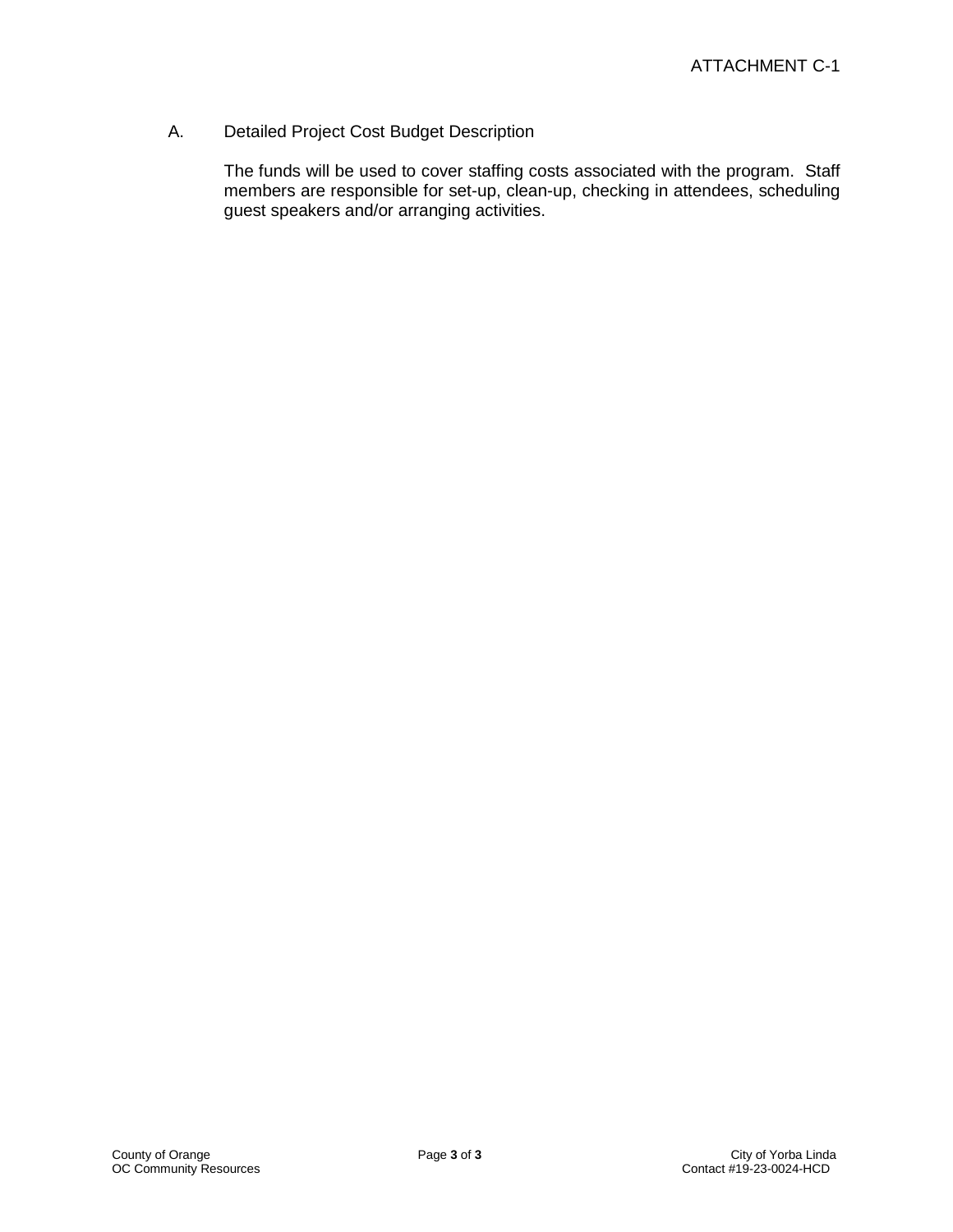ATTACHMENT C-1

A. Detailed Project Cost Budget Description

The funds will be used to cover staffing costs associated with the program. Staff members are responsible for set-up, clean-up, checking in attendees, scheduling guest speakers and/or arranging activities.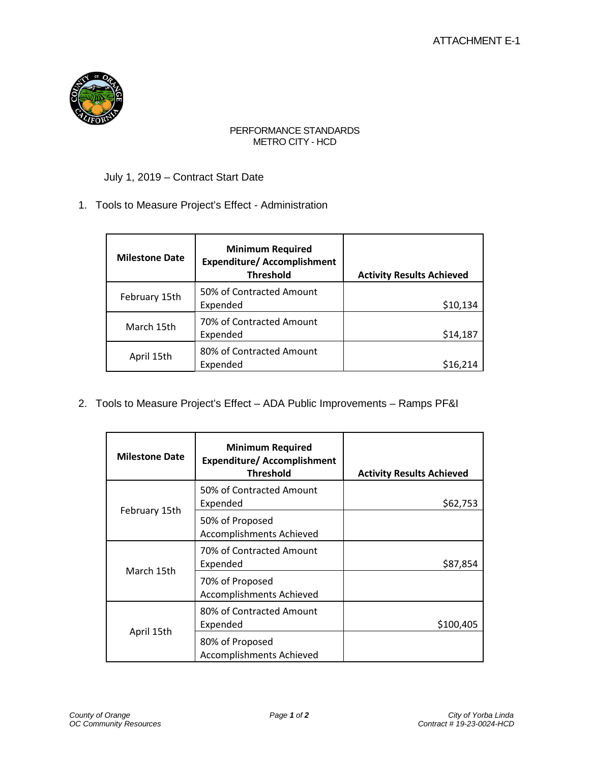ATTACHMENT E-1

PERFORMANCE STANDARDS
METRO CITY - HCD

July 1, 2019 – Contract Start Date

1. Tools to Measure Project's Effect - Administration

| Milestone Date | Minimum Required Expenditure/ Accomplishment Threshold | Activity Results Achieved |
|---|---|---|
| February 15th | 50% of Contracted Amount Expended | $10,134 |
| March 15th | 70% of Contracted Amount Expended | $14,187 |
| April 15th | 80% of Contracted Amount Expended | $16,214 |

2. Tools to Measure Project's Effect – ADA Public Improvements – Ramps PF&I

| Milestone Date | Minimum Required Expenditure/ Accomplishment Threshold | Activity Results Achieved |
|---|---|---|
| February 15th | 50% of Contracted Amount Expended | $62,753 |
| | 50% of Proposed Accomplishments Achieved | |
| March 15th | 70% of Contracted Amount Expended | $87,854 |
| | 70% of Proposed Accomplishments Achieved | |
| April 15th | 80% of Contracted Amount Expended | $100,405 |
| | 80% of Proposed Accomplishments Achieved | |

*County of Orange*
*OC Community Resources*

*City of Yorba Linda*
*Contract # 19-23-0024-HCD*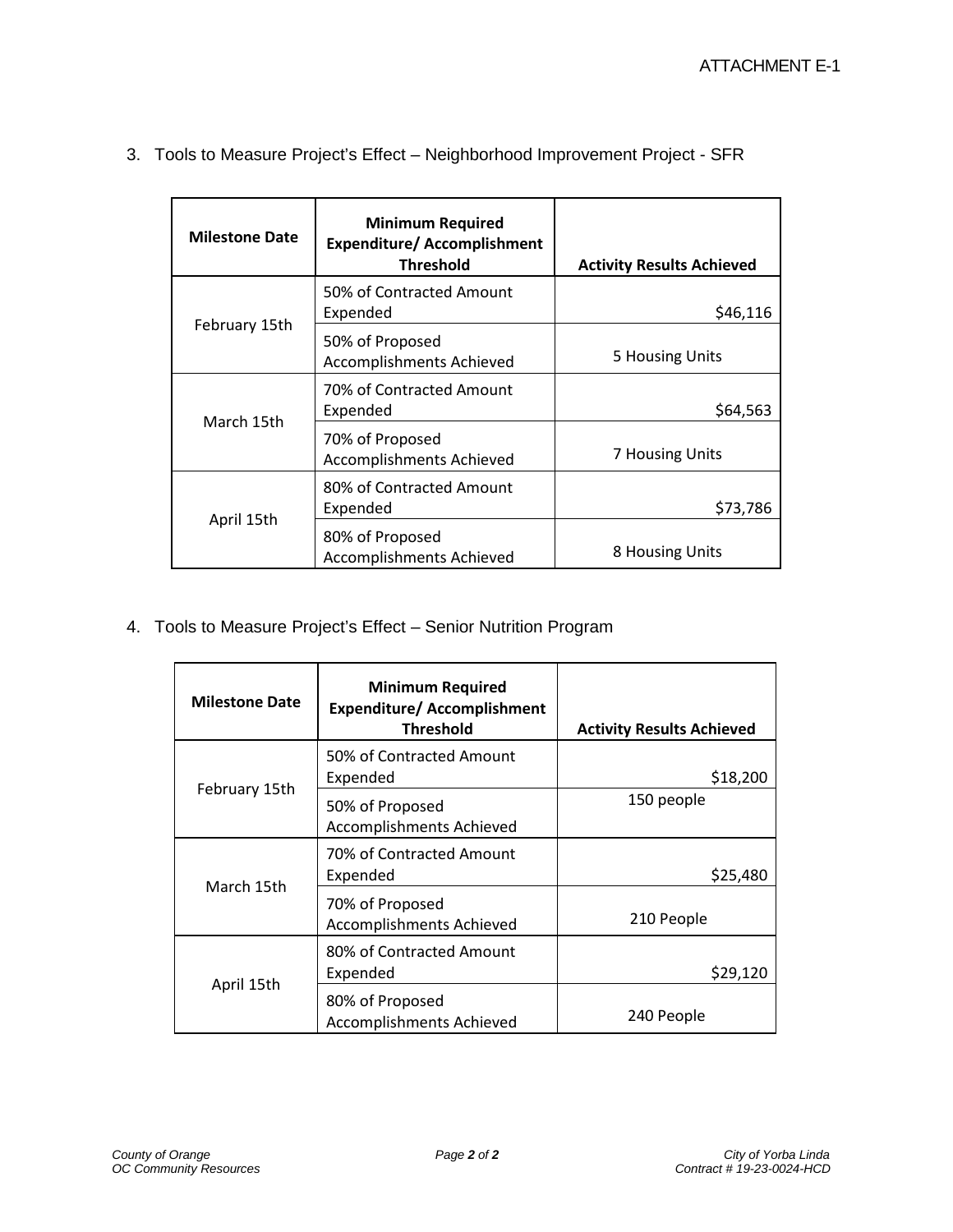3. Tools to Measure Project's Effect – Neighborhood Improvement Project - SFR

| Milestone Date | Minimum Required Expenditure/ Accomplishment Threshold | Activity Results Achieved |
|---|---|---|
| February 15th | 50% of Contracted Amount Expended | $46,116 |
| | 50% of Proposed Accomplishments Achieved | 5 Housing Units |
| March 15th | 70% of Contracted Amount Expended | $64,563 |
| | 70% of Proposed Accomplishments Achieved | 7 Housing Units |
| April 15th | 80% of Contracted Amount Expended | $73,786 |
| | 80% of Proposed Accomplishments Achieved | 8 Housing Units |

4. Tools to Measure Project's Effect – Senior Nutrition Program

| Milestone Date | Minimum Required Expenditure/ Accomplishment Threshold | Activity Results Achieved |
|---|---|---|
| February 15th | 50% of Contracted Amount Expended | $18,200 |
| | 50% of Proposed Accomplishments Achieved | 150 people |
| March 15th | 70% of Contracted Amount Expended | $25,480 |
| | 70% of Proposed Accomplishments Achieved | 210 People |
| April 15th | 80% of Contracted Amount Expended | $29,120 |
| | 80% of Proposed Accomplishments Achieved | 240 People |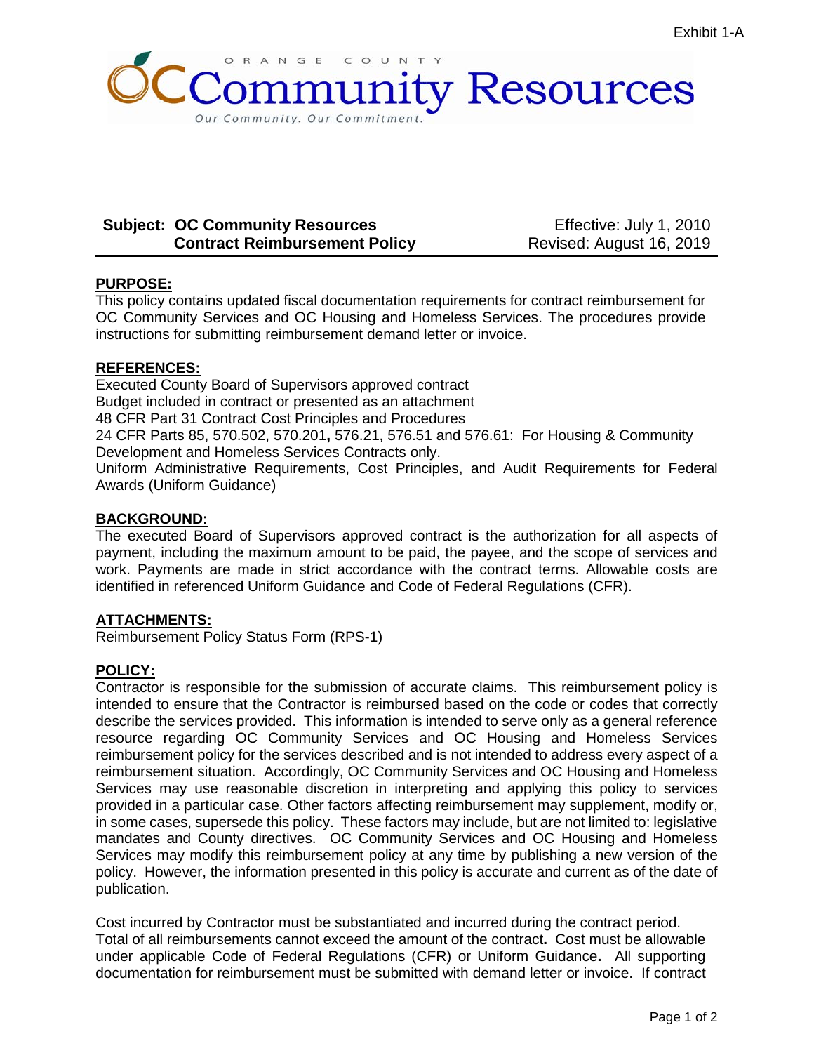Exhibit 1-A

ORANGE COUNTY

# OC Community Resources

*Our Community. Our Commitment.*

**Subject: OC Community Resources Contract Reimbursement Policy**

Effective: July 1, 2010
Revised: August 16, 2019

## PURPOSE:

This policy contains updated fiscal documentation requirements for contract reimbursement for OC Community Services and OC Housing and Homeless Services. The procedures provide instructions for submitting reimbursement demand letter or invoice.

## REFERENCES:

Executed County Board of Supervisors approved contract
Budget included in contract or presented as an attachment
48 CFR Part 31 Contract Cost Principles and Procedures
24 CFR Parts 85, 570.502, 570.201**,** 576.21, 576.51 and 576.61: For Housing & Community Development and Homeless Services Contracts only.
Uniform Administrative Requirements, Cost Principles, and Audit Requirements for Federal Awards (Uniform Guidance)

## BACKGROUND:

The executed Board of Supervisors approved contract is the authorization for all aspects of payment, including the maximum amount to be paid, the payee, and the scope of services and work. Payments are made in strict accordance with the contract terms. Allowable costs are identified in referenced Uniform Guidance and Code of Federal Regulations (CFR).

## ATTACHMENTS:

Reimbursement Policy Status Form (RPS-1)

## POLICY:

Contractor is responsible for the submission of accurate claims. This reimbursement policy is intended to ensure that the Contractor is reimbursed based on the code or codes that correctly describe the services provided. This information is intended to serve only as a general reference resource regarding OC Community Services and OC Housing and Homeless Services reimbursement policy for the services described and is not intended to address every aspect of a reimbursement situation. Accordingly, OC Community Services and OC Housing and Homeless Services may use reasonable discretion in interpreting and applying this policy to services provided in a particular case. Other factors affecting reimbursement may supplement, modify or, in some cases, supersede this policy. These factors may include, but are not limited to: legislative mandates and County directives. OC Community Services and OC Housing and Homeless Services may modify this reimbursement policy at any time by publishing a new version of the policy. However, the information presented in this policy is accurate and current as of the date of publication.

Cost incurred by Contractor must be substantiated and incurred during the contract period. Total of all reimbursements cannot exceed the amount of the contract**.** Cost must be allowable under applicable Code of Federal Regulations (CFR) or Uniform Guidance**.** All supporting documentation for reimbursement must be submitted with demand letter or invoice. If contract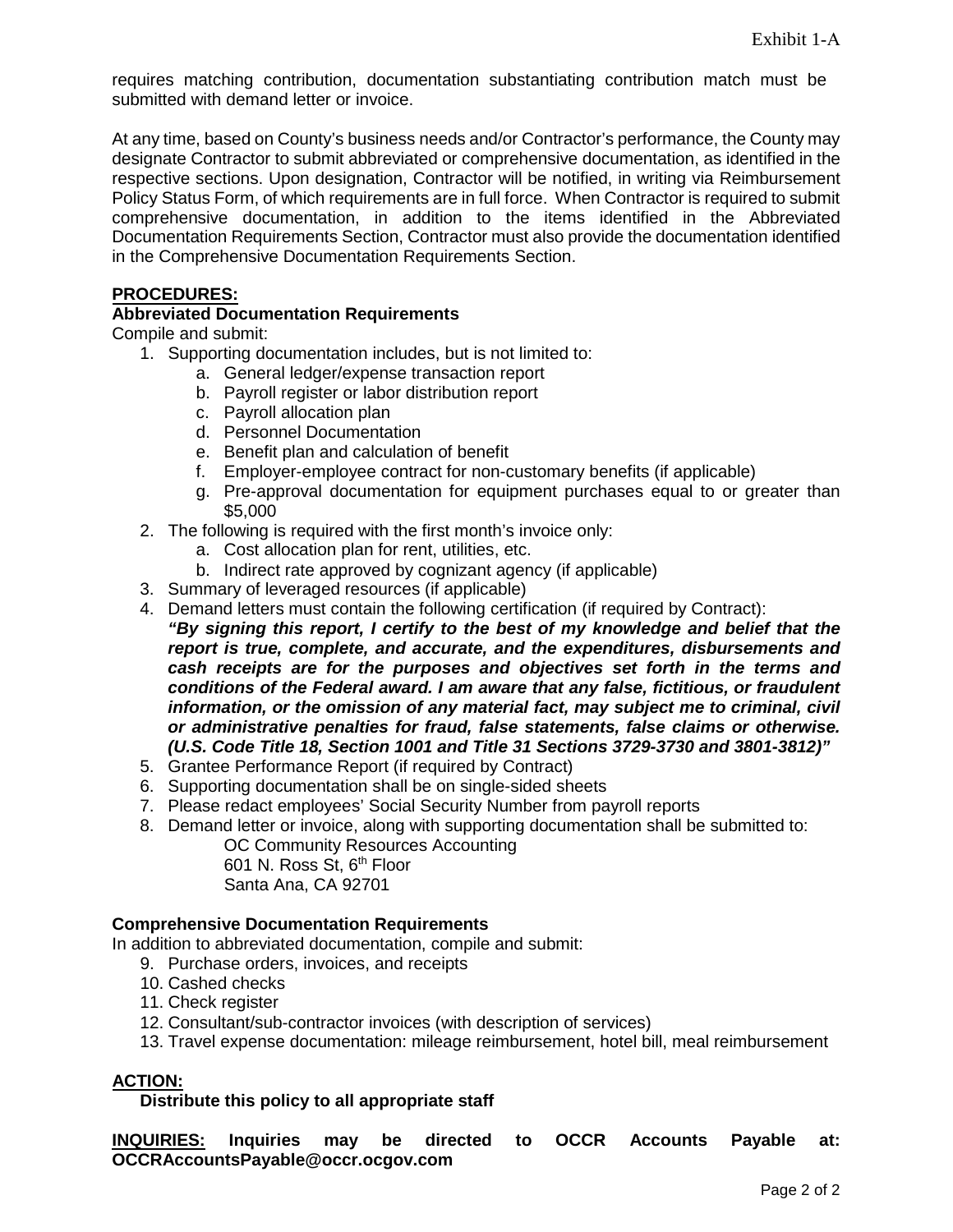requires matching contribution, documentation substantiating contribution match must be submitted with demand letter or invoice.

At any time, based on County's business needs and/or Contractor's performance, the County may designate Contractor to submit abbreviated or comprehensive documentation, as identified in the respective sections. Upon designation, Contractor will be notified, in writing via Reimbursement Policy Status Form, of which requirements are in full force. When Contractor is required to submit comprehensive documentation, in addition to the items identified in the Abbreviated Documentation Requirements Section, Contractor must also provide the documentation identified in the Comprehensive Documentation Requirements Section.

**PROCEDURES:**

**Abbreviated Documentation Requirements**

Compile and submit:

1. Supporting documentation includes, but is not limited to:
    a. General ledger/expense transaction report
    b. Payroll register or labor distribution report
    c. Payroll allocation plan
    d. Personnel Documentation
    e. Benefit plan and calculation of benefit
    f. Employer-employee contract for non-customary benefits (if applicable)
    g. Pre-approval documentation for equipment purchases equal to or greater than $5,000
2. The following is required with the first month's invoice only:
    a. Cost allocation plan for rent, utilities, etc.
    b. Indirect rate approved by cognizant agency (if applicable)
3. Summary of leveraged resources (if applicable)
4. Demand letters must contain the following certification (if required by Contract):
   ***"By signing this report, I certify to the best of my knowledge and belief that the report is true, complete, and accurate, and the expenditures, disbursements and cash receipts are for the purposes and objectives set forth in the terms and conditions of the Federal award. I am aware that any false, fictitious, or fraudulent information, or the omission of any material fact, may subject me to criminal, civil or administrative penalties for fraud, false statements, false claims or otherwise. (U.S. Code Title 18, Section 1001 and Title 31 Sections 3729-3730 and 3801-3812)"***
5. Grantee Performance Report (if required by Contract)
6. Supporting documentation shall be on single-sided sheets
7. Please redact employees' Social Security Number from payroll reports
8. Demand letter or invoice, along with supporting documentation shall be submitted to:
   OC Community Resources Accounting
   601 N. Ross St, 6th Floor
   Santa Ana, CA 92701

**Comprehensive Documentation Requirements**

In addition to abbreviated documentation, compile and submit:

9. Purchase orders, invoices, and receipts
10. Cashed checks
11. Check register
12. Consultant/sub-contractor invoices (with description of services)
13. Travel expense documentation: mileage reimbursement, hotel bill, meal reimbursement

**ACTION:**

**Distribute this policy to all appropriate staff**

**INQUIRIES: Inquiries may be directed to OCCR Accounts Payable at: OCCRAccountsPayable@occr.ocgov.com**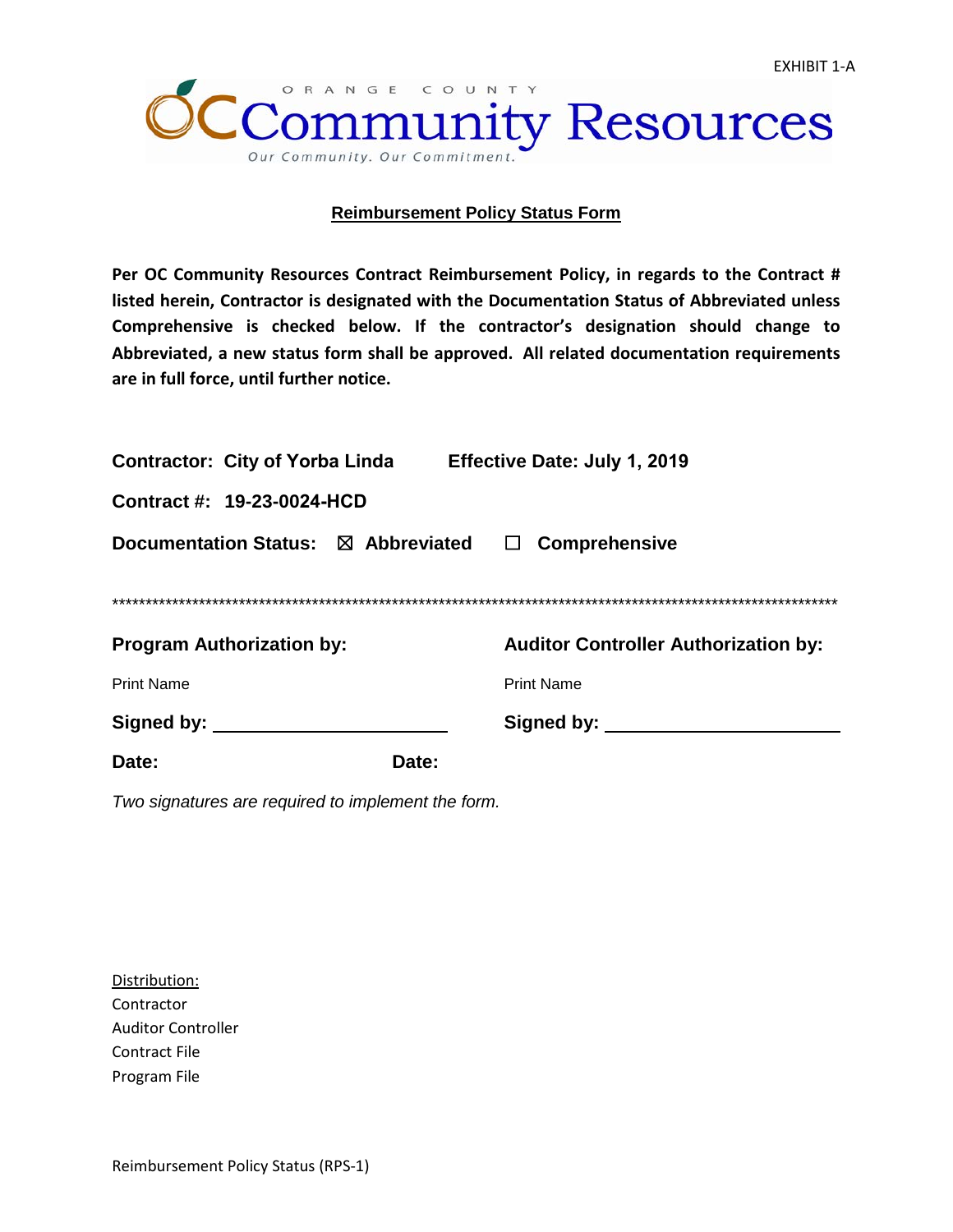EXHIBIT 1-A

ORANGE COUNTY

# OC Community Resources

Our Community. Our Commitment.

## Reimbursement Policy Status Form

**Per OC Community Resources Contract Reimbursement Policy, in regards to the Contract # listed herein, Contractor is designated with the Documentation Status of Abbreviated unless Comprehensive is checked below. If the contractor's designation should change to Abbreviated, a new status form shall be approved. All related documentation requirements are in full force, until further notice.**

**Contractor: City of Yorba Linda** **Effective Date: July 1, 2019**

**Contract #: 19-23-0024-HCD**

**Documentation Status:** ☒ **Abbreviated** ☐ **Comprehensive**

****************************************************************************************************************

| **Program Authorization by:** | **Auditor Controller Authorization by:** |
|---|---|
| Print Name | Print Name |
| **Signed by:** ______________________ | **Signed by:** ______________________ |
| **Date:** | **Date:** |

*Two signatures are required to implement the form.*

Distribution:
Contractor
Auditor Controller
Contract File
Program File

Reimbursement Policy Status (RPS-1)